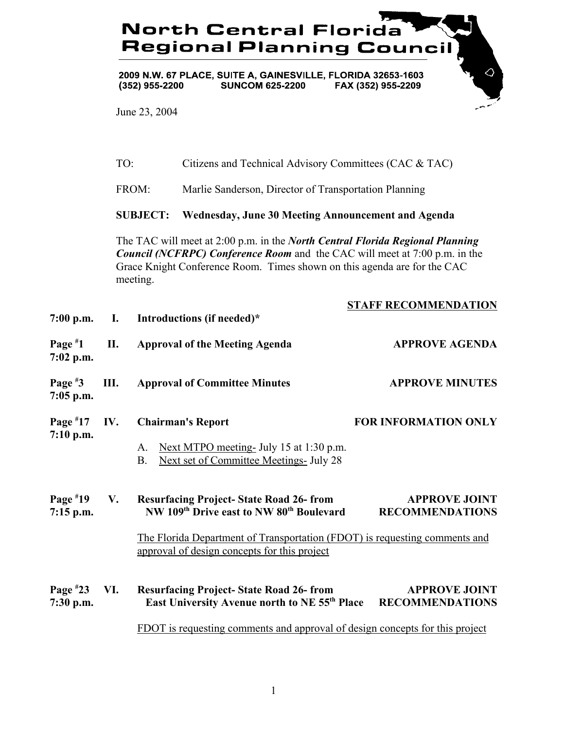# North Central Florida Regional Planning Council

**2009 N.W. 67 PLACE, SUITE A, GAINESVILLE, FLORIDA 32653-1603**
**(352) 955-2200 SUNCOM 625-2200 FAX (352) 955-2209**

June 23, 2004

TO: Citizens and Technical Advisory Committees (CAC & TAC)

FROM: Marlie Sanderson, Director of Transportation Planning

**SUBJECT: Wednesday, June 30 Meeting Announcement and Agenda**

The TAC will meet at 2:00 p.m. in the ***North Central Florida Regional Planning Council (NCFRPC) Conference Room*** and the CAC will meet at 7:00 p.m. in the Grace Knight Conference Room. Times shown on this agenda are for the CAC meeting.

| | | | **STAFF RECOMMENDATION** |
|---|---|---|---|
| **7:00 p.m.** | **I.** | **Introductions (if needed)*** | |
| **Page #1 7:02 p.m.** | **II.** | **Approval of the Meeting Agenda** | **APPROVE AGENDA** |
| **Page #3 7:05 p.m.** | **III.** | **Approval of Committee Minutes** | **APPROVE MINUTES** |
| **Page #17 7:10 p.m.** | **IV.** | **Chairman's Report** | **FOR INFORMATION ONLY** |

A. Next MTPO meeting- July 15 at 1:30 p.m.
B. Next set of Committee Meetings- July 28

| | | | |
|---|---|---|---|
| **Page #19 7:15 p.m.** | **V.** | **Resurfacing Project- State Road 26- from NW 109th Drive east to NW 80th Boulevard** | **APPROVE JOINT RECOMMENDATIONS** |

The Florida Department of Transportation (FDOT) is requesting comments and approval of design concepts for this project

| | | | |
|---|---|---|---|
| **Page #23 7:30 p.m.** | **VI.** | **Resurfacing Project- State Road 26- from East University Avenue north to NE 55th Place** | **APPROVE JOINT RECOMMENDATIONS** |

FDOT is requesting comments and approval of design concepts for this project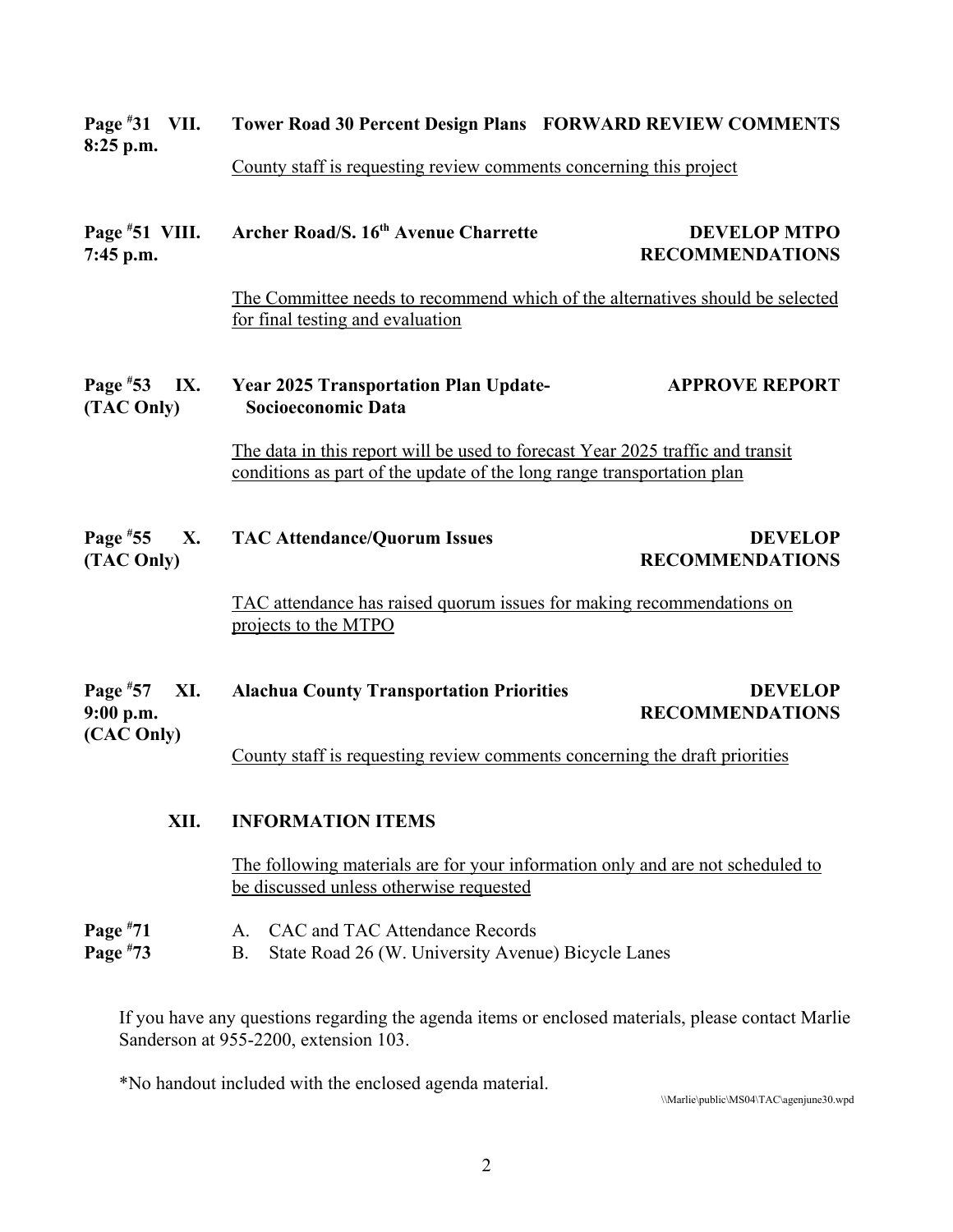**Page #31 VII.** **Tower Road 30 Percent Design Plans** **FORWARD REVIEW COMMENTS**
**8:25 p.m.**

County staff is requesting review comments concerning this project

**Page #51 VIII.** **Archer Road/S. 16th Avenue Charrette** **DEVELOP MTPO RECOMMENDATIONS**
**7:45 p.m.**

The Committee needs to recommend which of the alternatives should be selected for final testing and evaluation

**Page #53 IX.** **Year 2025 Transportation Plan Update- Socioeconomic Data** **APPROVE REPORT**
**(TAC Only)**

The data in this report will be used to forecast Year 2025 traffic and transit conditions as part of the update of the long range transportation plan

**Page #55 X.** **TAC Attendance/Quorum Issues** **DEVELOP RECOMMENDATIONS**
**(TAC Only)**

TAC attendance has raised quorum issues for making recommendations on projects to the MTPO

**Page #57 XI.** **Alachua County Transportation Priorities** **DEVELOP RECOMMENDATIONS**
**9:00 p.m.**
**(CAC Only)**

County staff is requesting review comments concerning the draft priorities

**XII.** **INFORMATION ITEMS**

The following materials are for your information only and are not scheduled to be discussed unless otherwise requested

**Page #71** A. CAC and TAC Attendance Records
**Page #73** B. State Road 26 (W. University Avenue) Bicycle Lanes

If you have any questions regarding the agenda items or enclosed materials, please contact Marlie Sanderson at 955-2200, extension 103.

*No handout included with the enclosed agenda material.

\\Marlie\public\MS04\TAC\agenjune30.wpd